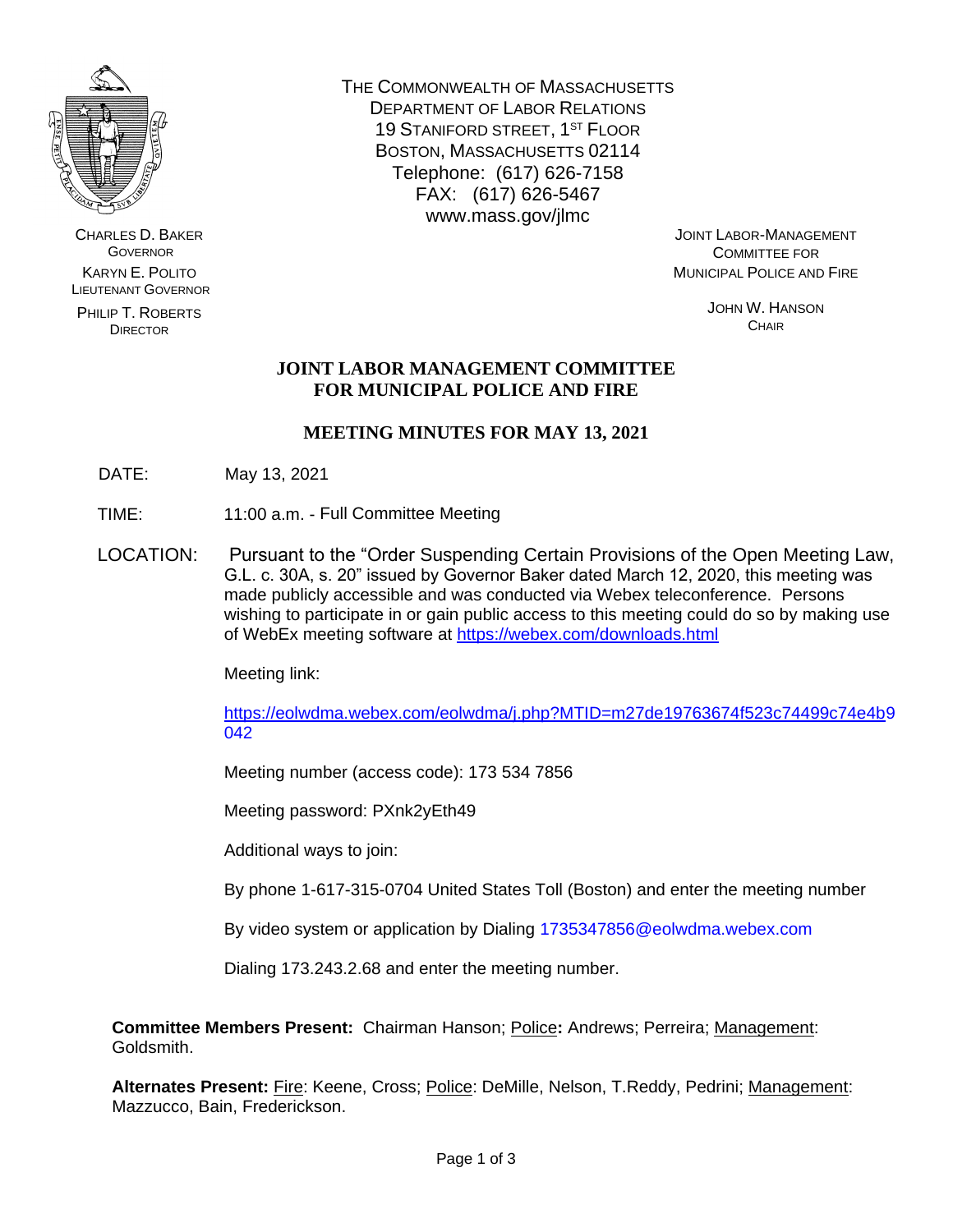CHARLES D. BAKER
GOVERNOR

KARYN E. POLITO
LIEUTENANT GOVERNOR

PHILIP T. ROBERTS
DIRECTOR

THE COMMONWEALTH OF MASSACHUSETTS
DEPARTMENT OF LABOR RELATIONS
19 STANIFORD STREET, 1ST FLOOR
BOSTON, MASSACHUSETTS 02114
Telephone: (617) 626-7158
FAX: (617) 626-5467
www.mass.gov/jlmc

JOINT LABOR-MANAGEMENT
COMMITTEE FOR
MUNICIPAL POLICE AND FIRE

JOHN W. HANSON
CHAIR

# JOINT LABOR MANAGEMENT COMMITTEE FOR MUNICIPAL POLICE AND FIRE

## MEETING MINUTES FOR MAY 13, 2021

DATE: May 13, 2021

TIME: 11:00 a.m. - Full Committee Meeting

LOCATION: Pursuant to the "Order Suspending Certain Provisions of the Open Meeting Law, G.L. c. 30A, s. 20" issued by Governor Baker dated March 12, 2020, this meeting was made publicly accessible and was conducted via Webex teleconference. Persons wishing to participate in or gain public access to this meeting could do so by making use of WebEx meeting software at https://webex.com/downloads.html

Meeting link:

https://eolwdma.webex.com/eolwdma/j.php?MTID=m27de19763674f523c74499c74e4b9042

Meeting number (access code): 173 534 7856

Meeting password: PXnk2yEth49

Additional ways to join:

By phone 1-617-315-0704 United States Toll (Boston) and enter the meeting number

By video system or application by Dialing 1735347856@eolwdma.webex.com

Dialing 173.243.2.68 and enter the meeting number.

**Committee Members Present:** Chairman Hanson; Police**:** Andrews; Perreira; Management: Goldsmith.

**Alternates Present:** Fire: Keene, Cross; Police: DeMille, Nelson, T.Reddy, Pedrini; Management: Mazzucco, Bain, Frederickson.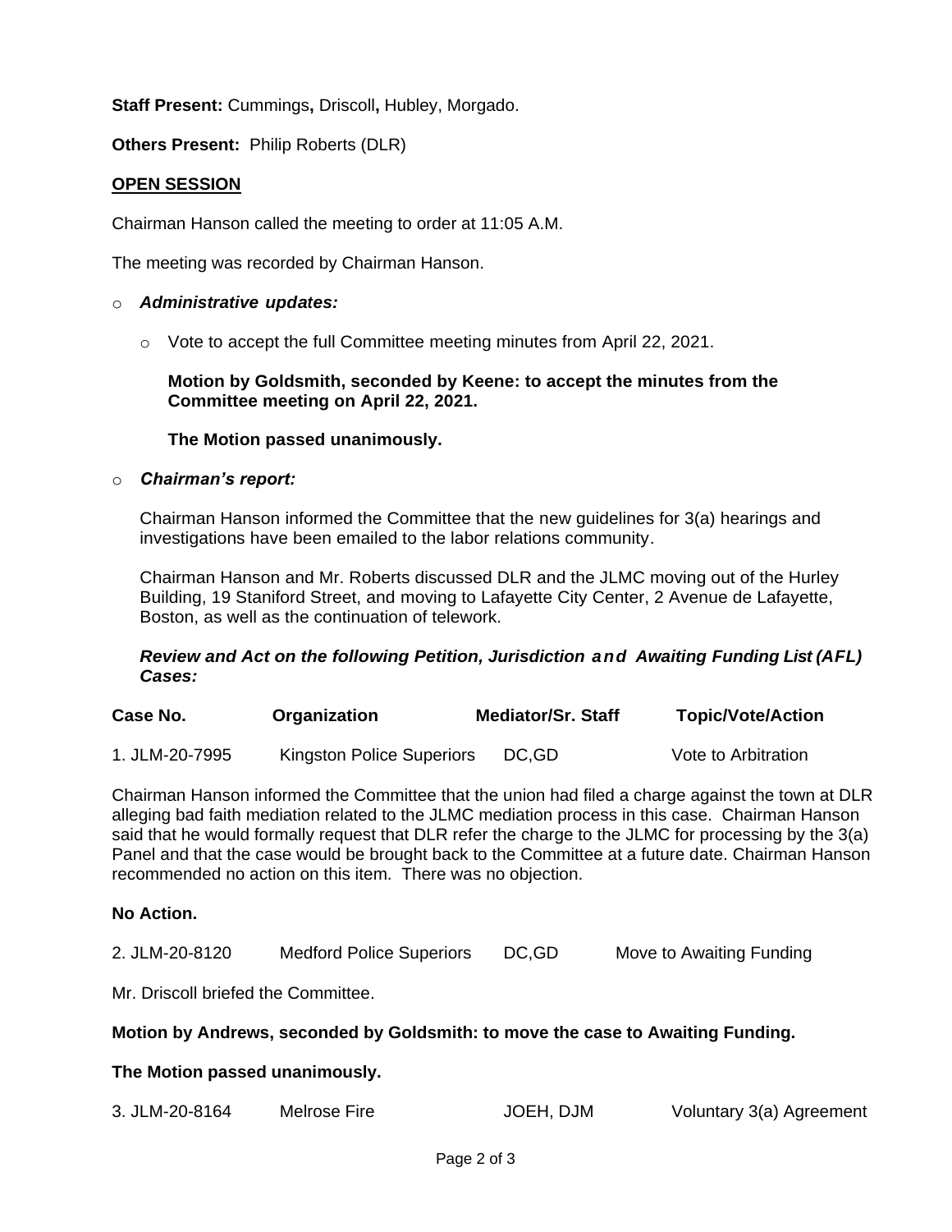**Staff Present:** Cummings**,** Driscoll**,** Hubley, Morgado.

**Others Present:** Philip Roberts (DLR)

**OPEN SESSION**

Chairman Hanson called the meeting to order at 11:05 A.M.

The meeting was recorded by Chairman Hanson.

- ***Administrative updates:***
  - Vote to accept the full Committee meeting minutes from April 22, 2021.

    **Motion by Goldsmith, seconded by Keene: to accept the minutes from the Committee meeting on April 22, 2021.**

    **The Motion passed unanimously.**

- ***Chairman's report:***

  Chairman Hanson informed the Committee that the new guidelines for 3(a) hearings and investigations have been emailed to the labor relations community.

  Chairman Hanson and Mr. Roberts discussed DLR and the JLMC moving out of the Hurley Building, 19 Staniford Street, and moving to Lafayette City Center, 2 Avenue de Lafayette, Boston, as well as the continuation of telework.

  ***Review and Act on the following Petition, Jurisdiction and Awaiting Funding List (AFL) Cases:***

| Case No. | Organization | Mediator/Sr. Staff | Topic/Vote/Action |
|---|---|---|---|
| 1. JLM-20-7995 | Kingston Police Superiors | DC,GD | Vote to Arbitration |

Chairman Hanson informed the Committee that the union had filed a charge against the town at DLR alleging bad faith mediation related to the JLMC mediation process in this case. Chairman Hanson said that he would formally request that DLR refer the charge to the JLMC for processing by the 3(a) Panel and that the case would be brought back to the Committee at a future date. Chairman Hanson recommended no action on this item. There was no objection.

**No Action.**

| | | | |
|---|---|---|---|
| 2. JLM-20-8120 | Medford Police Superiors | DC,GD | Move to Awaiting Funding |

Mr. Driscoll briefed the Committee.

**Motion by Andrews, seconded by Goldsmith: to move the case to Awaiting Funding.**

**The Motion passed unanimously.**

| | | | |
|---|---|---|---|
| 3. JLM-20-8164 | Melrose Fire | JOEH, DJM | Voluntary 3(a) Agreement |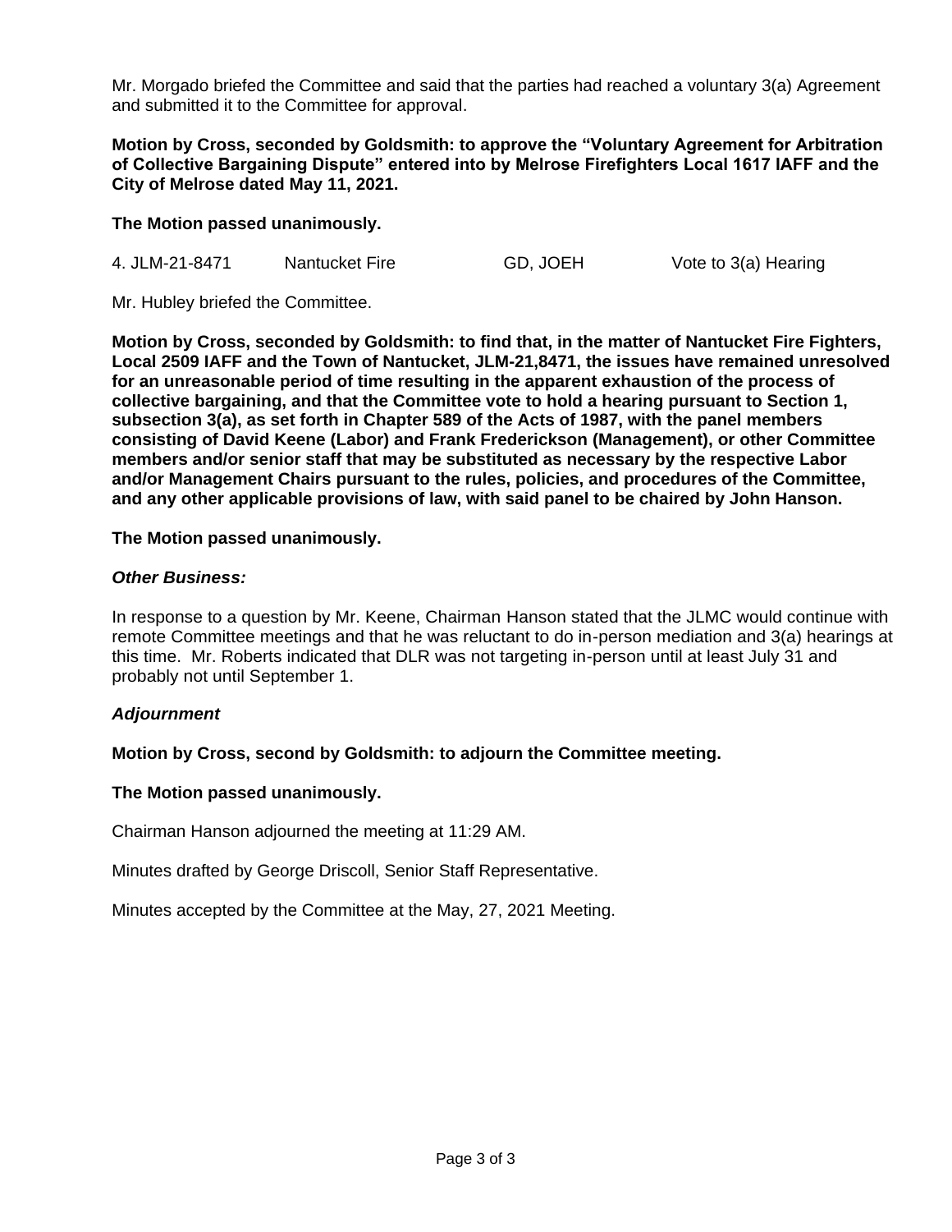Mr. Morgado briefed the Committee and said that the parties had reached a voluntary 3(a) Agreement and submitted it to the Committee for approval.

**Motion by Cross, seconded by Goldsmith: to approve the "Voluntary Agreement for Arbitration of Collective Bargaining Dispute" entered into by Melrose Firefighters Local 1617 IAFF and the City of Melrose dated May 11, 2021.**

**The Motion passed unanimously.**

| | | | |
|---|---|---|---|
| 4. JLM-21-8471 | Nantucket Fire | GD, JOEH | Vote to 3(a) Hearing |

Mr. Hubley briefed the Committee.

**Motion by Cross, seconded by Goldsmith: to find that, in the matter of Nantucket Fire Fighters, Local 2509 IAFF and the Town of Nantucket, JLM-21,8471, the issues have remained unresolved for an unreasonable period of time resulting in the apparent exhaustion of the process of collective bargaining, and that the Committee vote to hold a hearing pursuant to Section 1, subsection 3(a), as set forth in Chapter 589 of the Acts of 1987, with the panel members consisting of David Keene (Labor) and Frank Frederickson (Management), or other Committee members and/or senior staff that may be substituted as necessary by the respective Labor and/or Management Chairs pursuant to the rules, policies, and procedures of the Committee, and any other applicable provisions of law, with said panel to be chaired by John Hanson.**

**The Motion passed unanimously.**

***Other Business:***

In response to a question by Mr. Keene, Chairman Hanson stated that the JLMC would continue with remote Committee meetings and that he was reluctant to do in-person mediation and 3(a) hearings at this time. Mr. Roberts indicated that DLR was not targeting in-person until at least July 31 and probably not until September 1.

***Adjournment***

**Motion by Cross, second by Goldsmith: to adjourn the Committee meeting.**

**The Motion passed unanimously.**

Chairman Hanson adjourned the meeting at 11:29 AM.

Minutes drafted by George Driscoll, Senior Staff Representative.

Minutes accepted by the Committee at the May, 27, 2021 Meeting.